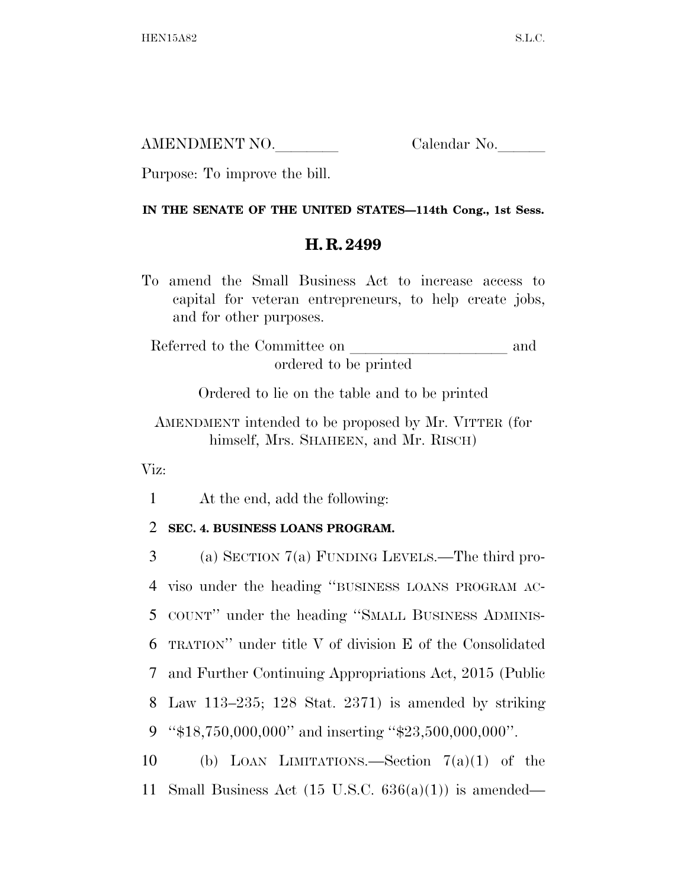AMENDMENT NO.________ Calendar No.______

Purpose: To improve the bill.

**IN THE SENATE OF THE UNITED STATES—114th Cong., 1st Sess.**

## H. R. 2499

To amend the Small Business Act to increase access to capital for veteran entrepreneurs, to help create jobs, and for other purposes.

Referred to the Committee on ____________________ and ordered to be printed

Ordered to lie on the table and to be printed

AMENDMENT intended to be proposed by Mr. VITTER (for himself, Mrs. SHAHEEN, and Mr. RISCH)

Viz:

1 At the end, add the following:

2 **SEC. 4. BUSINESS LOANS PROGRAM.**

3 (a) SECTION 7(a) FUNDING LEVELS.—The third pro-
4 viso under the heading ''BUSINESS LOANS PROGRAM AC-
5 COUNT'' under the heading ''SMALL BUSINESS ADMINIS-
6 TRATION'' under title V of division E of the Consolidated
7 and Further Continuing Appropriations Act, 2015 (Public
8 Law 113–235; 128 Stat. 2371) is amended by striking
9 ''$18,750,000,000'' and inserting ''$23,500,000,000''.

10 (b) LOAN LIMITATIONS.—Section 7(a)(1) of the
11 Small Business Act (15 U.S.C. 636(a)(1)) is amended—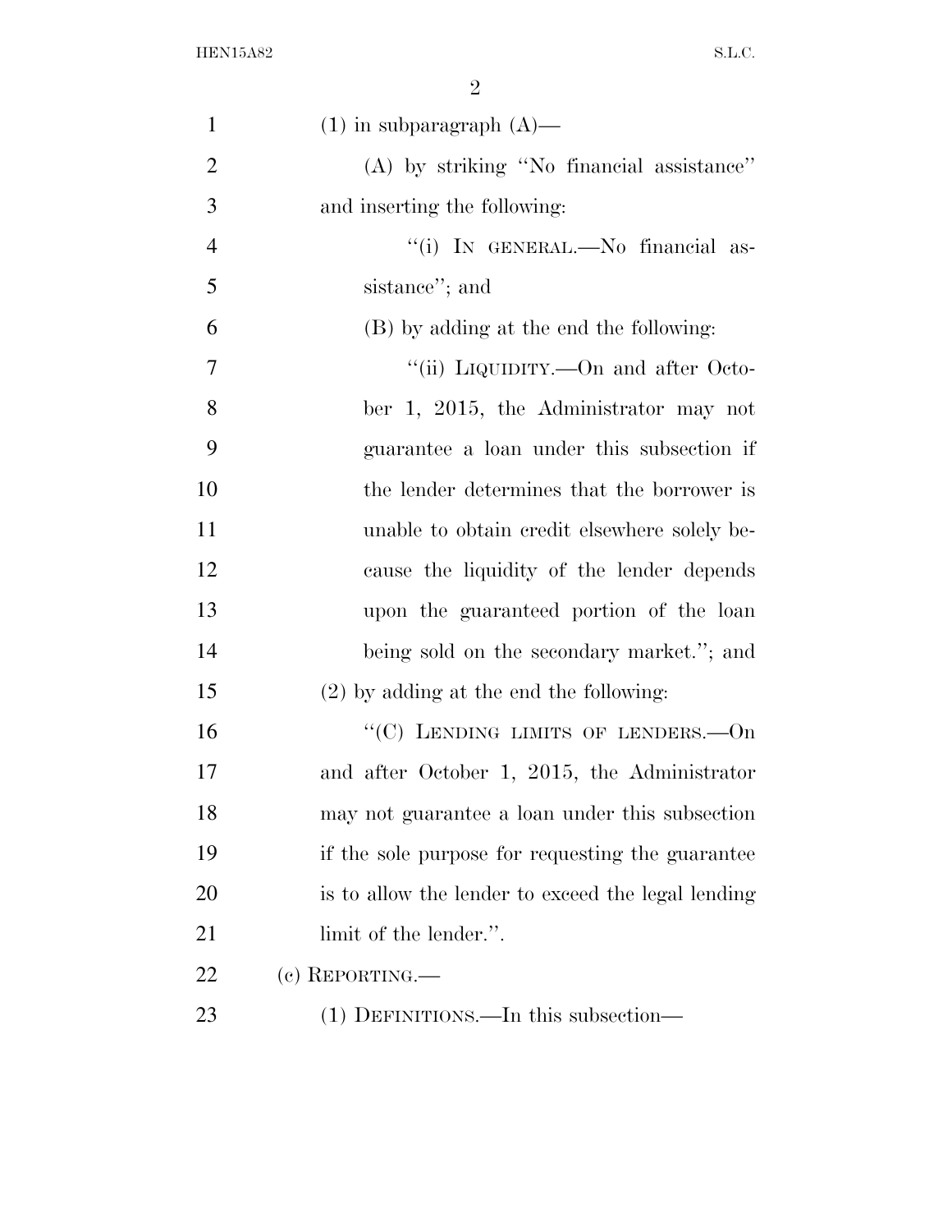(1) in subparagraph (A)—

(A) by striking "No financial assistance" and inserting the following:

"(i) IN GENERAL.—No financial assistance"; and

(B) by adding at the end the following:

"(ii) LIQUIDITY.—On and after October 1, 2015, the Administrator may not guarantee a loan under this subsection if the lender determines that the borrower is unable to obtain credit elsewhere solely because the liquidity of the lender depends upon the guaranteed portion of the loan being sold on the secondary market."; and

(2) by adding at the end the following:

"(C) LENDING LIMITS OF LENDERS.—On and after October 1, 2015, the Administrator may not guarantee a loan under this subsection if the sole purpose for requesting the guarantee is to allow the lender to exceed the legal lending limit of the lender.".

(c) REPORTING.—

(1) DEFINITIONS.—In this subsection—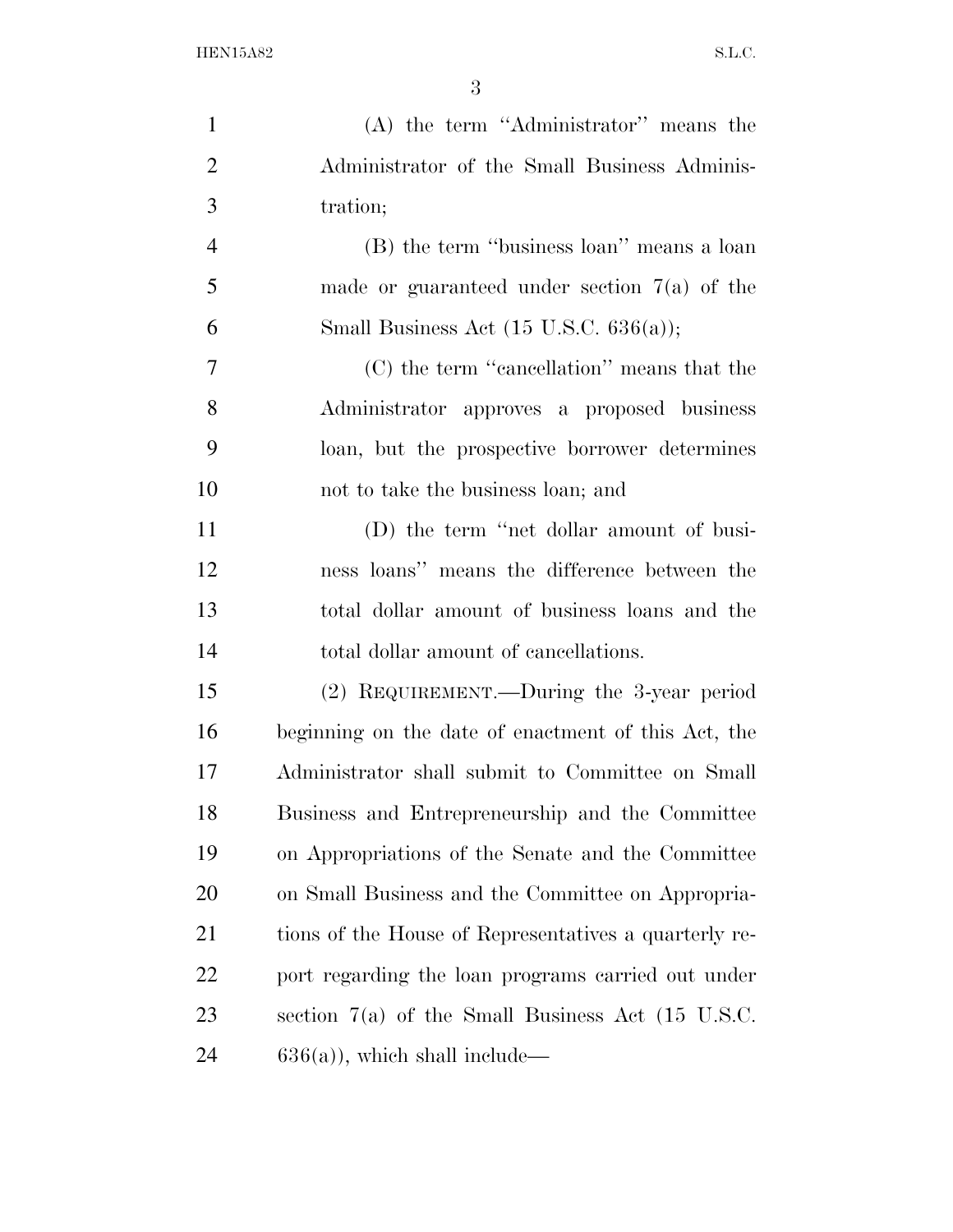(A) the term ''Administrator'' means the Administrator of the Small Business Administration;

(B) the term ''business loan'' means a loan made or guaranteed under section 7(a) of the Small Business Act (15 U.S.C. 636(a));

(C) the term ''cancellation'' means that the Administrator approves a proposed business loan, but the prospective borrower determines not to take the business loan; and

(D) the term ''net dollar amount of business loans'' means the difference between the total dollar amount of business loans and the total dollar amount of cancellations.

(2) REQUIREMENT.—During the 3-year period beginning on the date of enactment of this Act, the Administrator shall submit to Committee on Small Business and Entrepreneurship and the Committee on Appropriations of the Senate and the Committee on Small Business and the Committee on Appropriations of the House of Representatives a quarterly report regarding the loan programs carried out under section 7(a) of the Small Business Act (15 U.S.C. 636(a)), which shall include—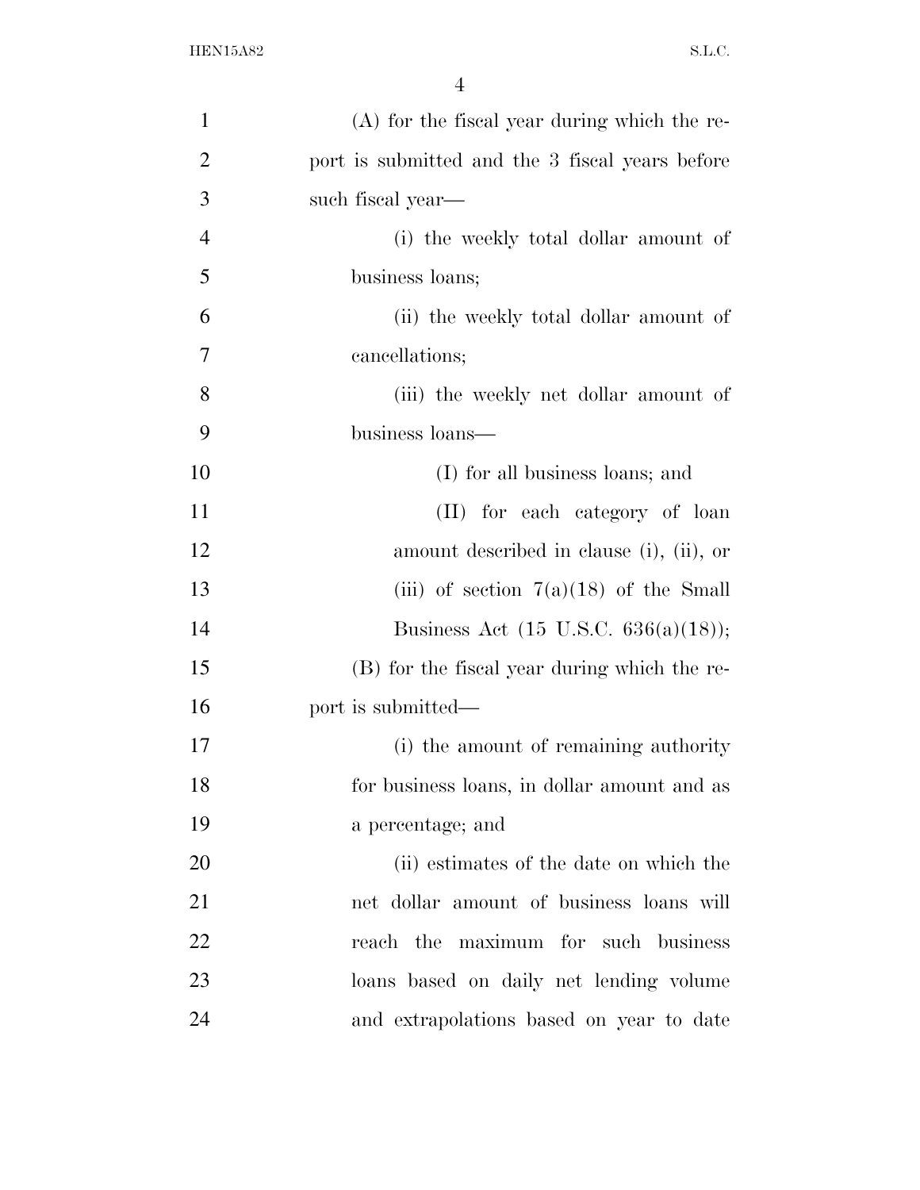(A) for the fiscal year during which the report is submitted and the 3 fiscal years before such fiscal year—

(i) the weekly total dollar amount of business loans;

(ii) the weekly total dollar amount of cancellations;

(iii) the weekly net dollar amount of business loans—

(I) for all business loans; and

(II) for each category of loan amount described in clause (i), (ii), or (iii) of section 7(a)(18) of the Small Business Act (15 U.S.C. 636(a)(18));

(B) for the fiscal year during which the report is submitted—

(i) the amount of remaining authority for business loans, in dollar amount and as a percentage; and

(ii) estimates of the date on which the net dollar amount of business loans will reach the maximum for such business loans based on daily net lending volume and extrapolations based on year to date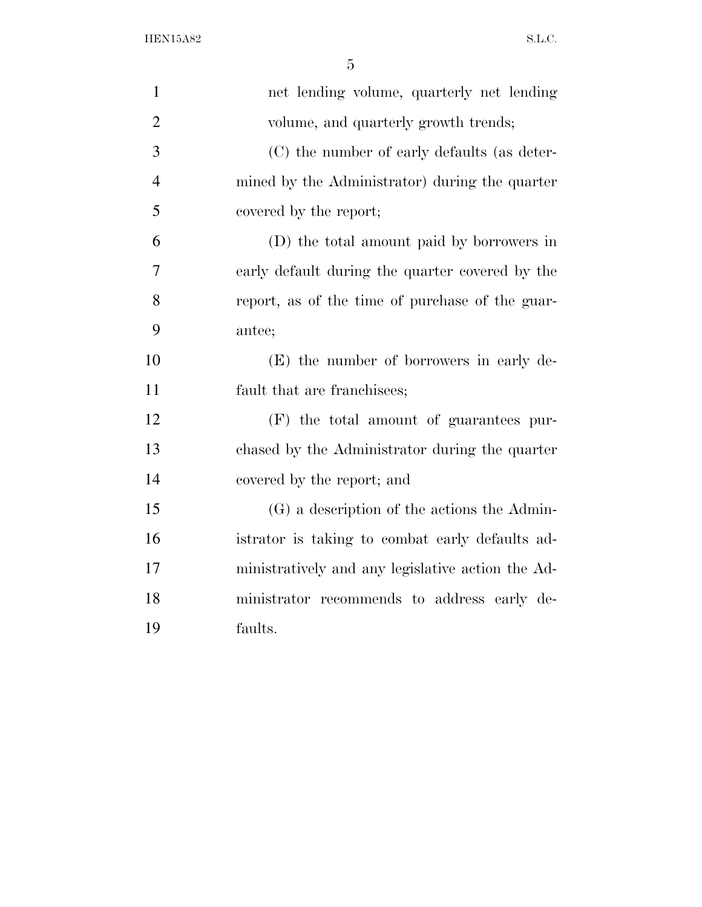net lending volume, quarterly net lending volume, and quarterly growth trends;

(C) the number of early defaults (as determined by the Administrator) during the quarter covered by the report;

(D) the total amount paid by borrowers in early default during the quarter covered by the report, as of the time of purchase of the guarantee;

(E) the number of borrowers in early default that are franchisees;

(F) the total amount of guarantees purchased by the Administrator during the quarter covered by the report; and

(G) a description of the actions the Administrator is taking to combat early defaults administratively and any legislative action the Administrator recommends to address early defaults.